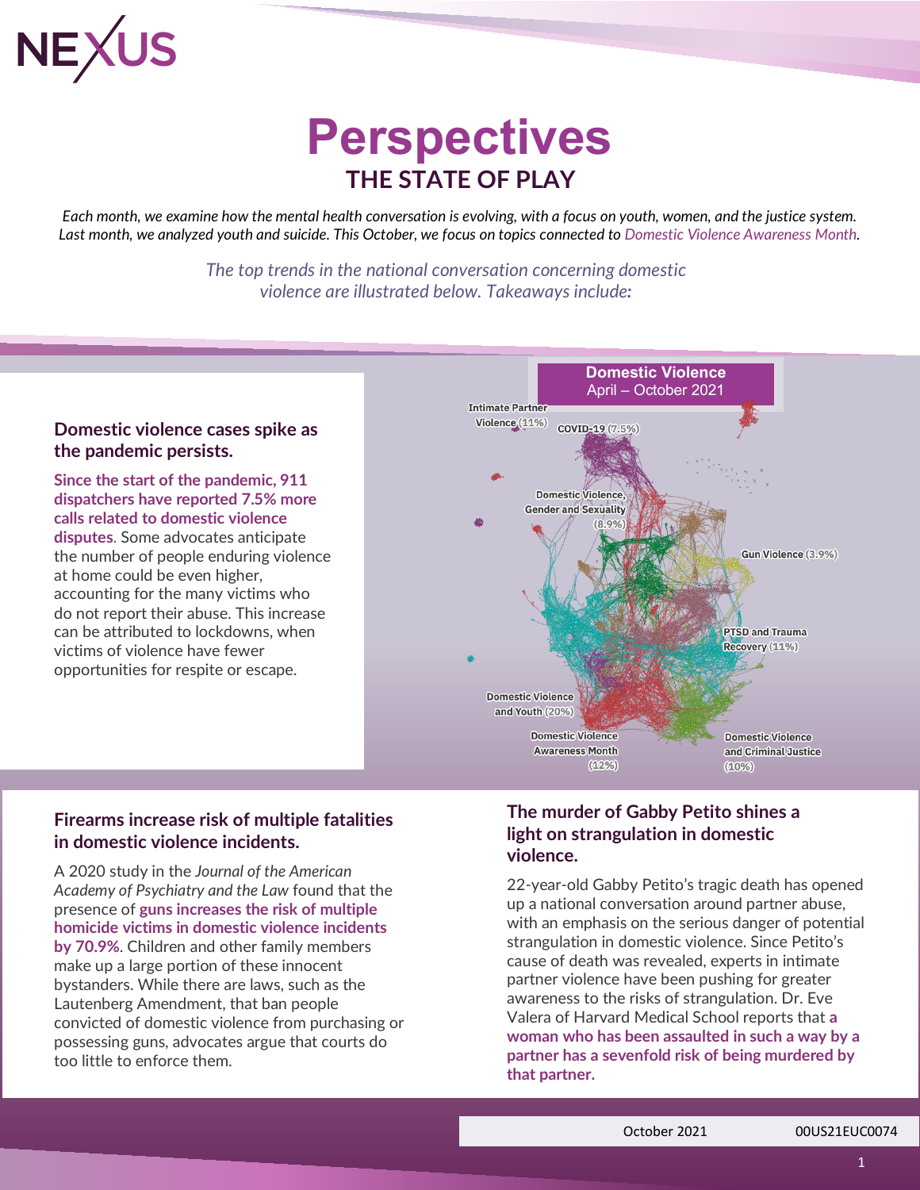NEXUS

# Perspectives

## THE STATE OF PLAY

*Each month, we examine how the mental health conversation is evolving, with a focus on youth, women, and the justice system. Last month, we analyzed youth and suicide. This October, we focus on topics connected to Domestic Violence Awareness Month.*

*The top trends in the national conversation concerning domestic violence are illustrated below. Takeaways include:*

### Domestic violence cases spike as the pandemic persists.

**Since the start of the pandemic, 911 dispatchers have reported 7.5% more calls related to domestic violence disputes**. Some advocates anticipate the number of people enduring violence at home could be even higher, accounting for the many victims who do not report their abuse. This increase can be attributed to lockdowns, when victims of violence have fewer opportunities for respite or escape.

**Domestic Violence**
April – October 2021

- Intimate Partner Violence (11%)
- COVID-19 (7.5%)
- Domestic Violence, Gender and Sexuality (8.9%)
- Gun Violence (3.9%)
- PTSD and Trauma Recovery (11%)
- Domestic Violence and Youth (20%)
- Domestic Violence Awareness Month (12%)
- Domestic Violence and Criminal Justice (10%)

### Firearms increase risk of multiple fatalities in domestic violence incidents.

A 2020 study in the *Journal of the American Academy of Psychiatry and the Law* found that the presence of **guns increases the risk of multiple homicide victims in domestic violence incidents by 70.9%**. Children and other family members make up a large portion of these innocent bystanders. While there are laws, such as the Lautenberg Amendment, that ban people convicted of domestic violence from purchasing or possessing guns, advocates argue that courts do too little to enforce them.

### The murder of Gabby Petito shines a light on strangulation in domestic violence.

22-year-old Gabby Petito's tragic death has opened up a national conversation around partner abuse, with an emphasis on the serious danger of potential strangulation in domestic violence. Since Petito's cause of death was revealed, experts in intimate partner violence have been pushing for greater awareness to the risks of strangulation. Dr. Eve Valera of Harvard Medical School reports that **a woman who has been assaulted in such a way by a partner has a sevenfold risk of being murdered by that partner.**

October 2021 00US21EUC0074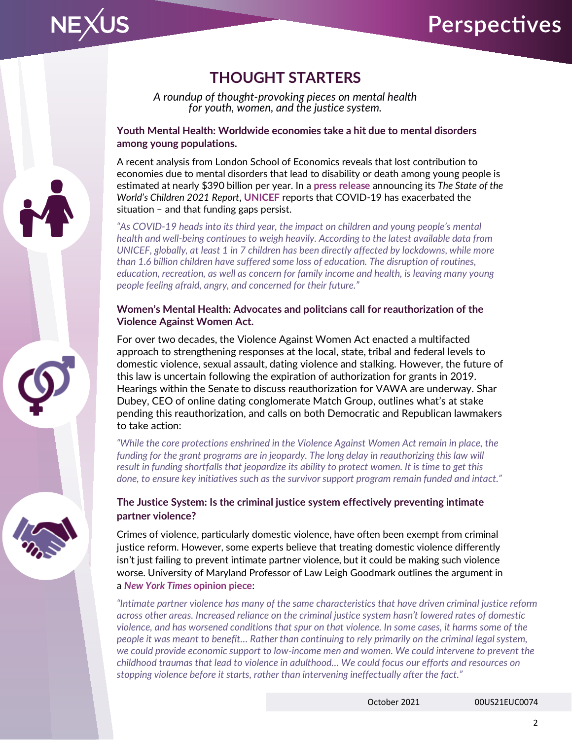# THOUGHT STARTERS

*A roundup of thought-provoking pieces on mental health for youth, women, and the justice system.*

## Youth Mental Health: Worldwide economies take a hit due to mental disorders among young populations.

A recent analysis from London School of Economics reveals that lost contribution to economies due to mental disorders that lead to disability or death among young people is estimated at nearly $390 billion per year. In a **press release** announcing its *The State of the World's Children 2021 Report*, **UNICEF** reports that COVID-19 has exacerbated the situation – and that funding gaps persist.

*"As COVID-19 heads into its third year, the impact on children and young people's mental health and well-being continues to weigh heavily. According to the latest available data from UNICEF, globally, at least 1 in 7 children has been directly affected by lockdowns, while more than 1.6 billion children have suffered some loss of education. The disruption of routines, education, recreation, as well as concern for family income and health, is leaving many young people feeling afraid, angry, and concerned for their future."*

## Women's Mental Health: Advocates and politcians call for reauthorization of the Violence Against Women Act.

For over two decades, the Violence Against Women Act enacted a multifacted approach to strengthening responses at the local, state, tribal and federal levels to domestic violence, sexual assault, dating violence and stalking. However, the future of this law is uncertain following the expiration of authorization for grants in 2019. Hearings within the Senate to discuss reauthorization for VAWA are underway. Shar Dubey, CEO of online dating conglomerate Match Group, outlines what's at stake pending this reauthorization, and calls on both Democratic and Republican lawmakers to take action:

*"While the core protections enshrined in the Violence Against Women Act remain in place, the funding for the grant programs are in jeopardy. The long delay in reauthorizing this law will result in funding shortfalls that jeopardize its ability to protect women. It is time to get this done, to ensure key initiatives such as the survivor support program remain funded and intact."*

## The Justice System: Is the criminal justice system effectively preventing intimate partner violence?

Crimes of violence, particularly domestic violence, have often been exempt from criminal justice reform. However, some experts believe that treating domestic violence differently isn't just failing to prevent intimate partner violence, but it could be making such violence worse. University of Maryland Professor of Law Leigh Goodmark outlines the argument in a ***New York Times* opinion piece**:

*"Intimate partner violence has many of the same characteristics that have driven criminal justice reform across other areas. Increased reliance on the criminal justice system hasn't lowered rates of domestic violence, and has worsened conditions that spur on that violence. In some cases, it harms some of the people it was meant to benefit… Rather than continuing to rely primarily on the criminal legal system, we could provide economic support to low-income men and women. We could intervene to prevent the childhood traumas that lead to violence in adulthood… We could focus our efforts and resources on stopping violence before it starts, rather than intervening ineffectually after the fact."*

October 2021 00US21EUC0074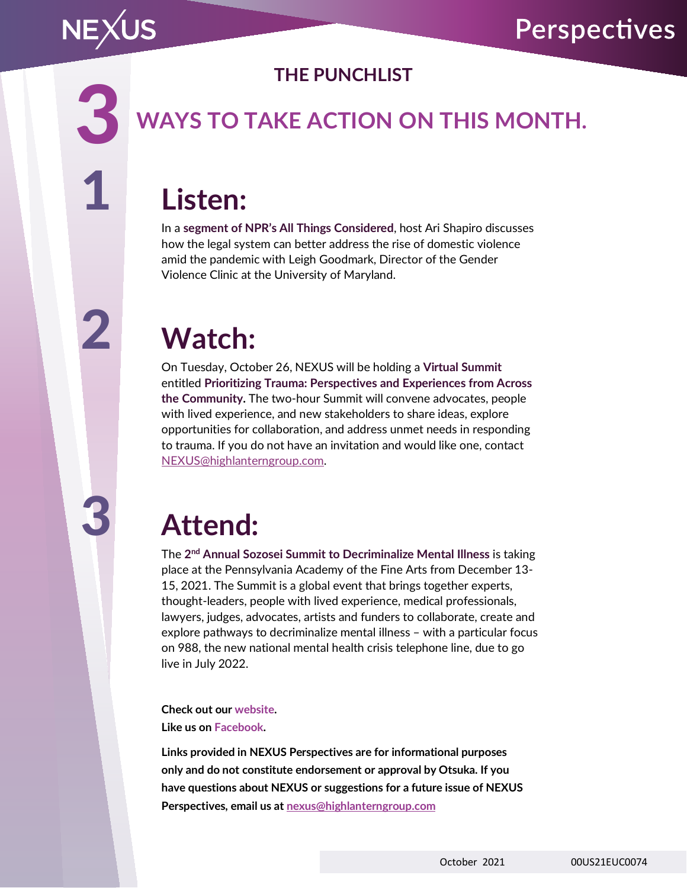## THE PUNCHLIST

# 3 WAYS TO TAKE ACTION ON THIS MONTH.

## 1 Listen:

In a **segment of NPR's All Things Considered**, host Ari Shapiro discusses how the legal system can better address the rise of domestic violence amid the pandemic with Leigh Goodmark, Director of the Gender Violence Clinic at the University of Maryland.

## 2 Watch:

On Tuesday, October 26, NEXUS will be holding a **Virtual Summit** entitled **Prioritizing Trauma: Perspectives and Experiences from Across the Community.** The two-hour Summit will convene advocates, people with lived experience, and new stakeholders to share ideas, explore opportunities for collaboration, and address unmet needs in responding to trauma. If you do not have an invitation and would like one, contact NEXUS@highlanterngroup.com.

## 3 Attend:

The **2nd Annual Sozosei Summit to Decriminalize Mental Illness** is taking place at the Pennsylvania Academy of the Fine Arts from December 13-15, 2021. The Summit is a global event that brings together experts, thought-leaders, people with lived experience, medical professionals, lawyers, judges, advocates, artists and funders to collaborate, create and explore pathways to decriminalize mental illness – with a particular focus on 988, the new national mental health crisis telephone line, due to go live in July 2022.

**Check out our website.**
**Like us on Facebook.**

**Links provided in NEXUS Perspectives are for informational purposes only and do not constitute endorsement or approval by Otsuka. If you have questions about NEXUS or suggestions for a future issue of NEXUS Perspectives, email us at nexus@highlanterngroup.com**

October 2021 00US21EUC0074